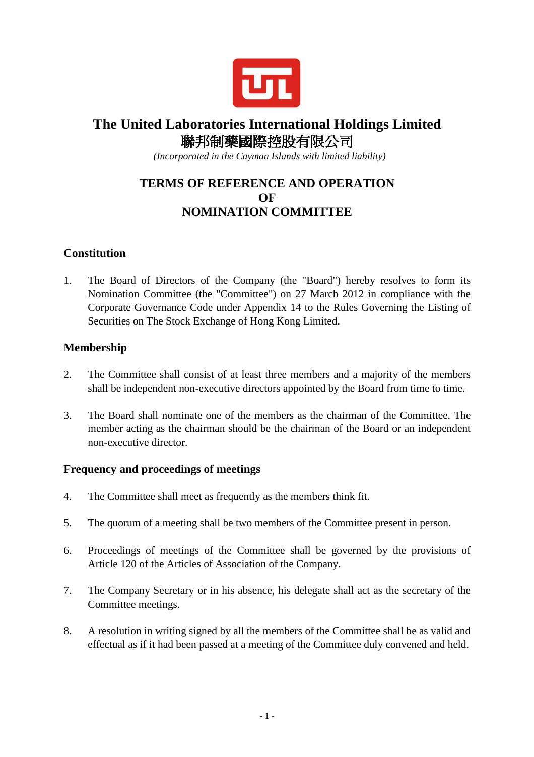# The United Laboratories International Holdings Limited

# 聯邦制藥國際控股有限公司

*(Incorporated in the Cayman Islands with limited liability)*

## TERMS OF REFERENCE AND OPERATION OF NOMINATION COMMITTEE

### Constitution

1. The Board of Directors of the Company (the "Board") hereby resolves to form its Nomination Committee (the "Committee") on 27 March 2012 in compliance with the Corporate Governance Code under Appendix 14 to the Rules Governing the Listing of Securities on The Stock Exchange of Hong Kong Limited.

### Membership

2. The Committee shall consist of at least three members and a majority of the members shall be independent non-executive directors appointed by the Board from time to time.

3. The Board shall nominate one of the members as the chairman of the Committee. The member acting as the chairman should be the chairman of the Board or an independent non-executive director.

### Frequency and proceedings of meetings

4. The Committee shall meet as frequently as the members think fit.

5. The quorum of a meeting shall be two members of the Committee present in person.

6. Proceedings of meetings of the Committee shall be governed by the provisions of Article 120 of the Articles of Association of the Company.

7. The Company Secretary or in his absence, his delegate shall act as the secretary of the Committee meetings.

8. A resolution in writing signed by all the members of the Committee shall be as valid and effectual as if it had been passed at a meeting of the Committee duly convened and held.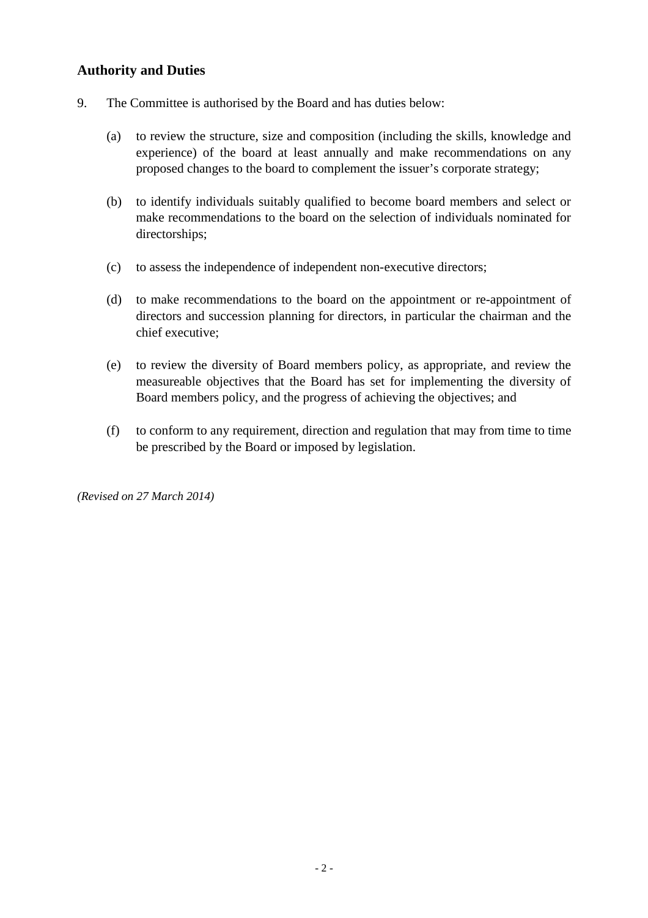## Authority and Duties

9. The Committee is authorised by the Board and has duties below:

   (a) to review the structure, size and composition (including the skills, knowledge and experience) of the board at least annually and make recommendations on any proposed changes to the board to complement the issuer's corporate strategy;

   (b) to identify individuals suitably qualified to become board members and select or make recommendations to the board on the selection of individuals nominated for directorships;

   (c) to assess the independence of independent non-executive directors;

   (d) to make recommendations to the board on the appointment or re-appointment of directors and succession planning for directors, in particular the chairman and the chief executive;

   (e) to review the diversity of Board members policy, as appropriate, and review the measureable objectives that the Board has set for implementing the diversity of Board members policy, and the progress of achieving the objectives; and

   (f) to conform to any requirement, direction and regulation that may from time to time be prescribed by the Board or imposed by legislation.

*(Revised on 27 March 2014)*